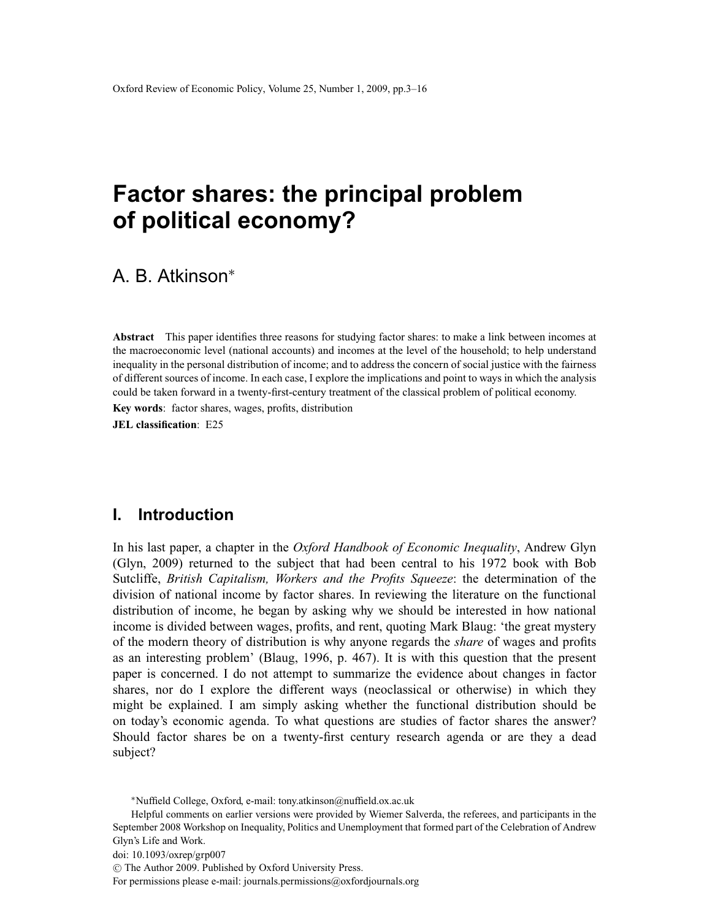# Factor shares: the principal problem of political economy?

A. B. Atkinson*

**Abstract** This paper identifies three reasons for studying factor shares: to make a link between incomes at the macroeconomic level (national accounts) and incomes at the level of the household; to help understand inequality in the personal distribution of income; and to address the concern of social justice with the fairness of different sources of income. In each case, I explore the implications and point to ways in which the analysis could be taken forward in a twenty-first-century treatment of the classical problem of political economy.

**Key words**: factor shares, wages, profits, distribution

**JEL classification**: E25

## I. Introduction

In his last paper, a chapter in the *Oxford Handbook of Economic Inequality*, Andrew Glyn (Glyn, 2009) returned to the subject that had been central to his 1972 book with Bob Sutcliffe, *British Capitalism, Workers and the Profits Squeeze*: the determination of the division of national income by factor shares. In reviewing the literature on the functional distribution of income, he began by asking why we should be interested in how national income is divided between wages, profits, and rent, quoting Mark Blaug: 'the great mystery of the modern theory of distribution is why anyone regards the *share* of wages and profits as an interesting problem' (Blaug, 1996, p. 467). It is with this question that the present paper is concerned. I do not attempt to summarize the evidence about changes in factor shares, nor do I explore the different ways (neoclassical or otherwise) in which they might be explained. I am simply asking whether the functional distribution should be on today's economic agenda. To what questions are studies of factor shares the answer? Should factor shares be on a twenty-first century research agenda or are they a dead subject?

*Nuffield College, Oxford, e-mail: tony.atkinson@nuffield.ox.ac.uk

Helpful comments on earlier versions were provided by Wiemer Salverda, the referees, and participants in the September 2008 Workshop on Inequality, Politics and Unemployment that formed part of the Celebration of Andrew Glyn's Life and Work.

doi: 10.1093/oxrep/grp007

© The Author 2009. Published by Oxford University Press.

For permissions please e-mail: journals.permissions@oxfordjournals.org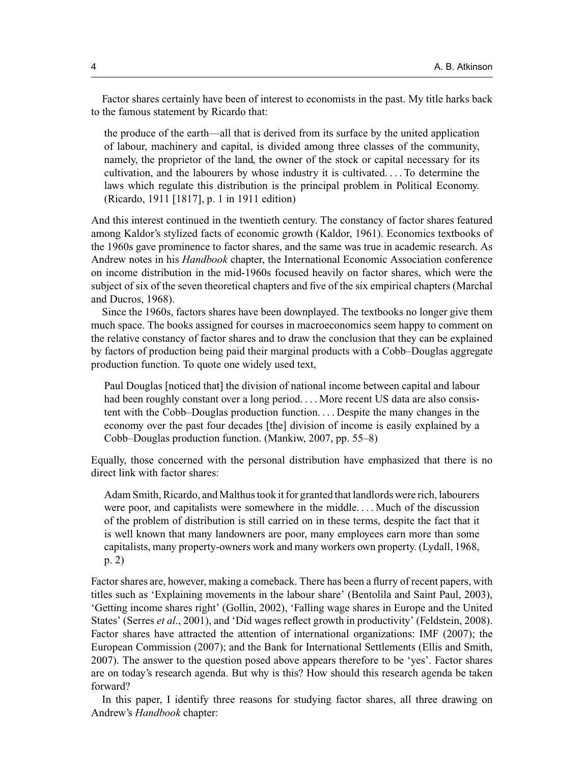Factor shares certainly have been of interest to economists in the past. My title harks back to the famous statement by Ricardo that:

> the produce of the earth—all that is derived from its surface by the united application of labour, machinery and capital, is divided among three classes of the community, namely, the proprietor of the land, the owner of the stock or capital necessary for its cultivation, and the labourers by whose industry it is cultivated. . . . To determine the laws which regulate this distribution is the principal problem in Political Economy. (Ricardo, 1911 [1817], p. 1 in 1911 edition)

And this interest continued in the twentieth century. The constancy of factor shares featured among Kaldor's stylized facts of economic growth (Kaldor, 1961). Economics textbooks of the 1960s gave prominence to factor shares, and the same was true in academic research. As Andrew notes in his *Handbook* chapter, the International Economic Association conference on income distribution in the mid-1960s focused heavily on factor shares, which were the subject of six of the seven theoretical chapters and five of the six empirical chapters (Marchal and Ducros, 1968).

Since the 1960s, factors shares have been downplayed. The textbooks no longer give them much space. The books assigned for courses in macroeconomics seem happy to comment on the relative constancy of factor shares and to draw the conclusion that they can be explained by factors of production being paid their marginal products with a Cobb–Douglas aggregate production function. To quote one widely used text,

> Paul Douglas [noticed that] the division of national income between capital and labour had been roughly constant over a long period. . . . More recent US data are also consistent with the Cobb–Douglas production function. . . . Despite the many changes in the economy over the past four decades [the] division of income is easily explained by a Cobb–Douglas production function. (Mankiw, 2007, pp. 55–8)

Equally, those concerned with the personal distribution have emphasized that there is no direct link with factor shares:

> Adam Smith, Ricardo, and Malthus took it for granted that landlords were rich, labourers were poor, and capitalists were somewhere in the middle. . . . Much of the discussion of the problem of distribution is still carried on in these terms, despite the fact that it is well known that many landowners are poor, many employees earn more than some capitalists, many property-owners work and many workers own property. (Lydall, 1968, p. 2)

Factor shares are, however, making a comeback. There has been a flurry of recent papers, with titles such as 'Explaining movements in the labour share' (Bentolila and Saint Paul, 2003), 'Getting income shares right' (Gollin, 2002), 'Falling wage shares in Europe and the United States' (Serres *et al*., 2001), and 'Did wages reflect growth in productivity' (Feldstein, 2008). Factor shares have attracted the attention of international organizations: IMF (2007); the European Commission (2007); and the Bank for International Settlements (Ellis and Smith, 2007). The answer to the question posed above appears therefore to be 'yes'. Factor shares are on today's research agenda. But why is this? How should this research agenda be taken forward?

In this paper, I identify three reasons for studying factor shares, all three drawing on Andrew's *Handbook* chapter: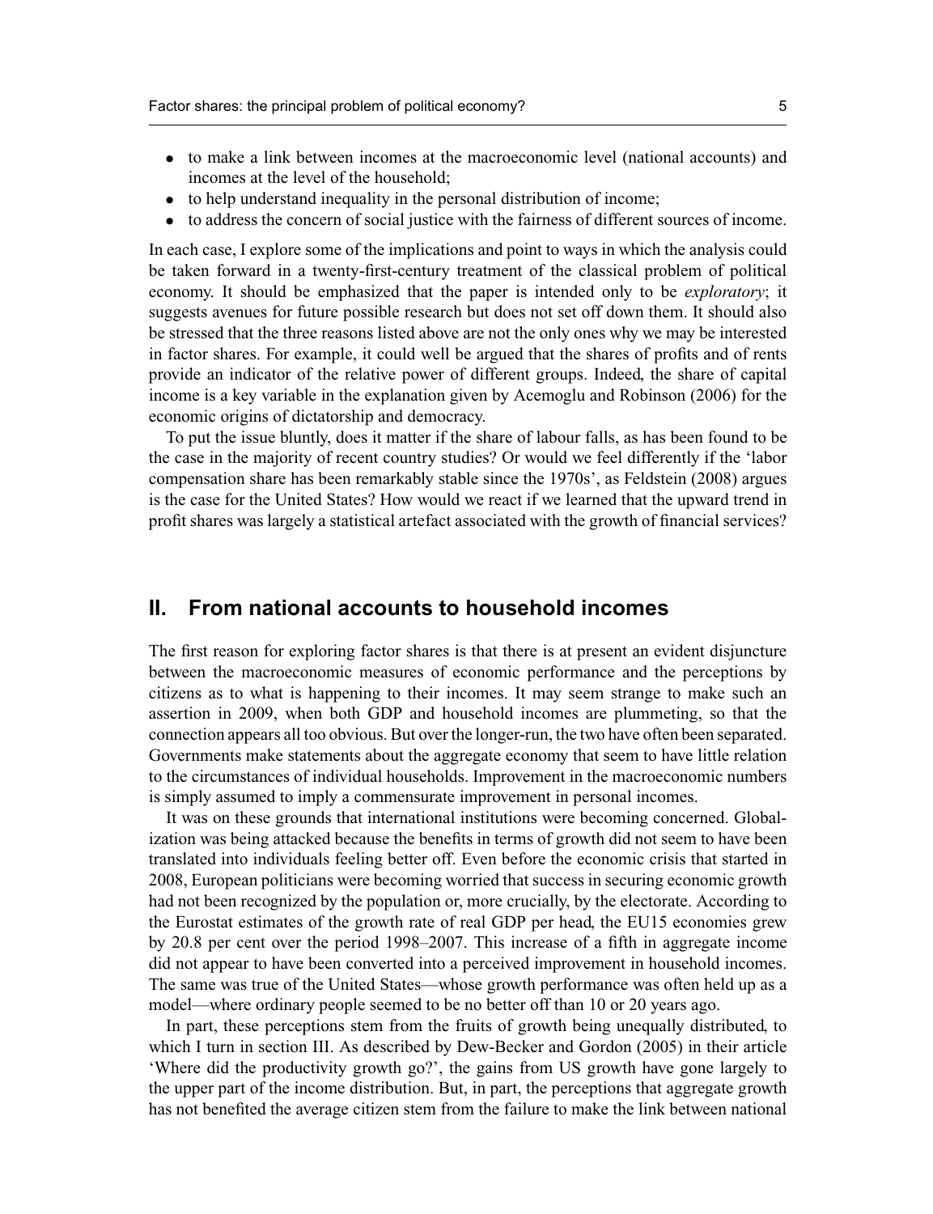- to make a link between incomes at the macroeconomic level (national accounts) and incomes at the level of the household;
- to help understand inequality in the personal distribution of income;
- to address the concern of social justice with the fairness of different sources of income.

In each case, I explore some of the implications and point to ways in which the analysis could be taken forward in a twenty-first-century treatment of the classical problem of political economy. It should be emphasized that the paper is intended only to be *exploratory*; it suggests avenues for future possible research but does not set off down them. It should also be stressed that the three reasons listed above are not the only ones why we may be interested in factor shares. For example, it could well be argued that the shares of profits and of rents provide an indicator of the relative power of different groups. Indeed, the share of capital income is a key variable in the explanation given by Acemoglu and Robinson (2006) for the economic origins of dictatorship and democracy.

To put the issue bluntly, does it matter if the share of labour falls, as has been found to be the case in the majority of recent country studies? Or would we feel differently if the 'labor compensation share has been remarkably stable since the 1970s', as Feldstein (2008) argues is the case for the United States? How would we react if we learned that the upward trend in profit shares was largely a statistical artefact associated with the growth of financial services?

## II. From national accounts to household incomes

The first reason for exploring factor shares is that there is at present an evident disjuncture between the macroeconomic measures of economic performance and the perceptions by citizens as to what is happening to their incomes. It may seem strange to make such an assertion in 2009, when both GDP and household incomes are plummeting, so that the connection appears all too obvious. But over the longer-run, the two have often been separated. Governments make statements about the aggregate economy that seem to have little relation to the circumstances of individual households. Improvement in the macroeconomic numbers is simply assumed to imply a commensurate improvement in personal incomes.

It was on these grounds that international institutions were becoming concerned. Globalization was being attacked because the benefits in terms of growth did not seem to have been translated into individuals feeling better off. Even before the economic crisis that started in 2008, European politicians were becoming worried that success in securing economic growth had not been recognized by the population or, more crucially, by the electorate. According to the Eurostat estimates of the growth rate of real GDP per head, the EU15 economies grew by 20.8 per cent over the period 1998–2007. This increase of a fifth in aggregate income did not appear to have been converted into a perceived improvement in household incomes. The same was true of the United States—whose growth performance was often held up as a model—where ordinary people seemed to be no better off than 10 or 20 years ago.

In part, these perceptions stem from the fruits of growth being unequally distributed, to which I turn in section III. As described by Dew-Becker and Gordon (2005) in their article 'Where did the productivity growth go?', the gains from US growth have gone largely to the upper part of the income distribution. But, in part, the perceptions that aggregate growth has not benefited the average citizen stem from the failure to make the link between national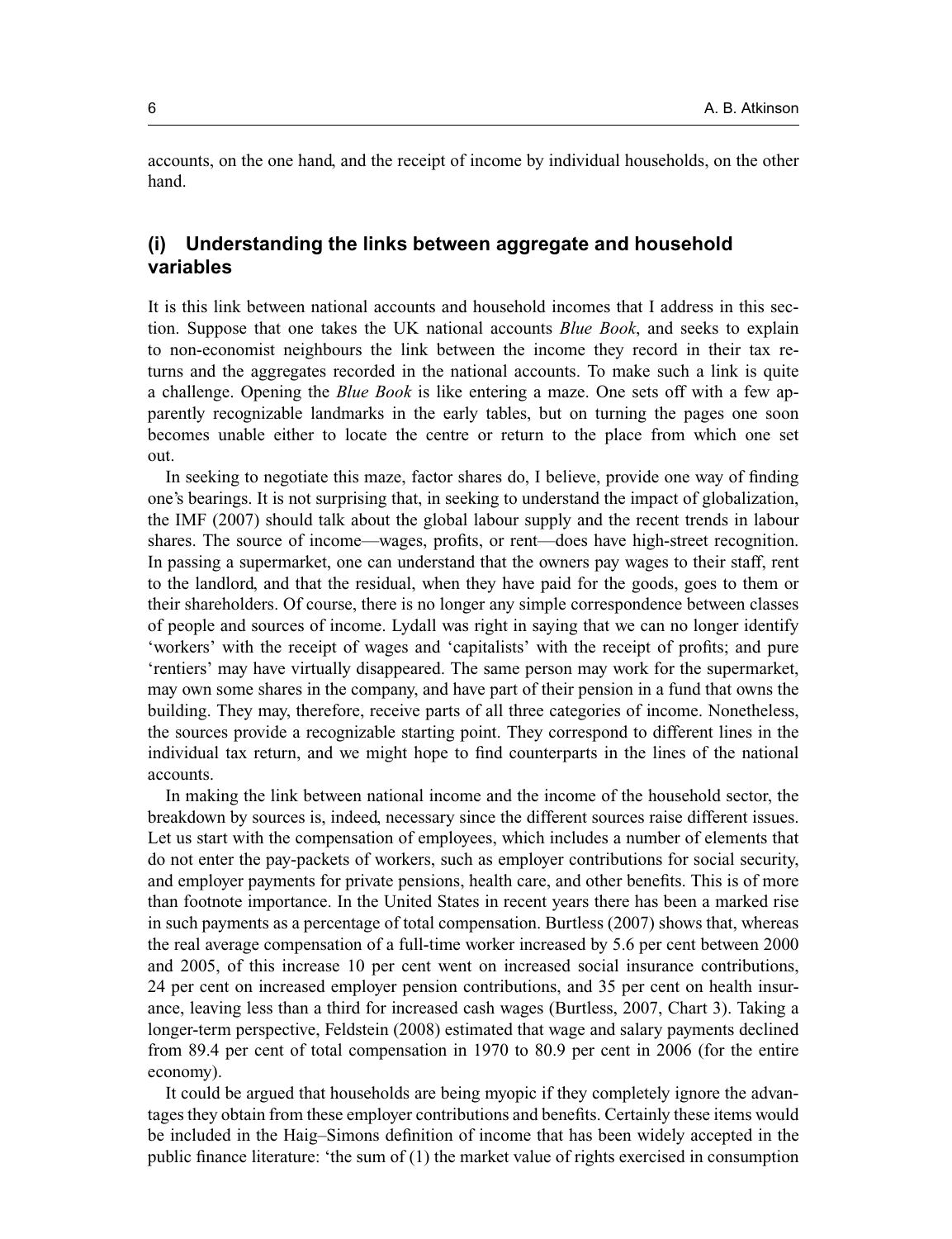accounts, on the one hand, and the receipt of income by individual households, on the other hand.

## (i) Understanding the links between aggregate and household variables

It is this link between national accounts and household incomes that I address in this section. Suppose that one takes the UK national accounts *Blue Book*, and seeks to explain to non-economist neighbours the link between the income they record in their tax returns and the aggregates recorded in the national accounts. To make such a link is quite a challenge. Opening the *Blue Book* is like entering a maze. One sets off with a few apparently recognizable landmarks in the early tables, but on turning the pages one soon becomes unable either to locate the centre or return to the place from which one set out.

In seeking to negotiate this maze, factor shares do, I believe, provide one way of finding one's bearings. It is not surprising that, in seeking to understand the impact of globalization, the IMF (2007) should talk about the global labour supply and the recent trends in labour shares. The source of income—wages, profits, or rent—does have high-street recognition. In passing a supermarket, one can understand that the owners pay wages to their staff, rent to the landlord, and that the residual, when they have paid for the goods, goes to them or their shareholders. Of course, there is no longer any simple correspondence between classes of people and sources of income. Lydall was right in saying that we can no longer identify 'workers' with the receipt of wages and 'capitalists' with the receipt of profits; and pure 'rentiers' may have virtually disappeared. The same person may work for the supermarket, may own some shares in the company, and have part of their pension in a fund that owns the building. They may, therefore, receive parts of all three categories of income. Nonetheless, the sources provide a recognizable starting point. They correspond to different lines in the individual tax return, and we might hope to find counterparts in the lines of the national accounts.

In making the link between national income and the income of the household sector, the breakdown by sources is, indeed, necessary since the different sources raise different issues. Let us start with the compensation of employees, which includes a number of elements that do not enter the pay-packets of workers, such as employer contributions for social security, and employer payments for private pensions, health care, and other benefits. This is of more than footnote importance. In the United States in recent years there has been a marked rise in such payments as a percentage of total compensation. Burtless (2007) shows that, whereas the real average compensation of a full-time worker increased by 5.6 per cent between 2000 and 2005, of this increase 10 per cent went on increased social insurance contributions, 24 per cent on increased employer pension contributions, and 35 per cent on health insurance, leaving less than a third for increased cash wages (Burtless, 2007, Chart 3). Taking a longer-term perspective, Feldstein (2008) estimated that wage and salary payments declined from 89.4 per cent of total compensation in 1970 to 80.9 per cent in 2006 (for the entire economy).

It could be argued that households are being myopic if they completely ignore the advantages they obtain from these employer contributions and benefits. Certainly these items would be included in the Haig–Simons definition of income that has been widely accepted in the public finance literature: 'the sum of (1) the market value of rights exercised in consumption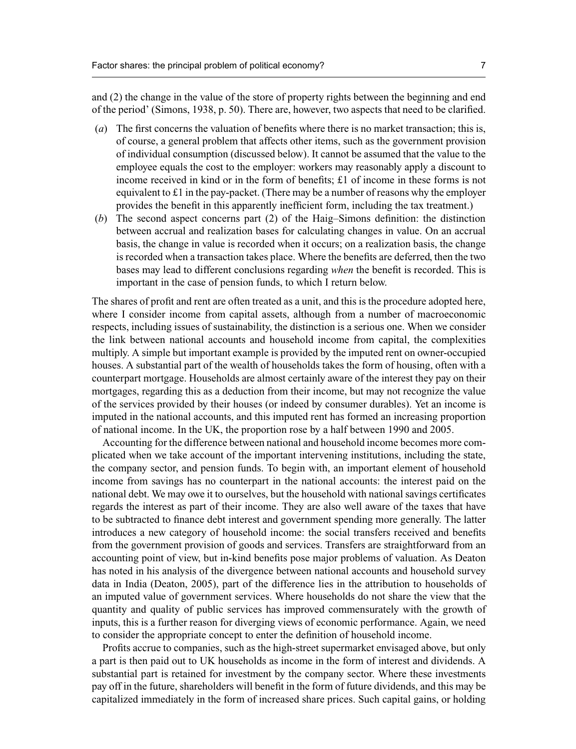and (2) the change in the value of the store of property rights between the beginning and end of the period' (Simons, 1938, p. 50). There are, however, two aspects that need to be clarified.

(*a*) The first concerns the valuation of benefits where there is no market transaction; this is, of course, a general problem that affects other items, such as the government provision of individual consumption (discussed below). It cannot be assumed that the value to the employee equals the cost to the employer: workers may reasonably apply a discount to income received in kind or in the form of benefits; £1 of income in these forms is not equivalent to £1 in the pay-packet. (There may be a number of reasons why the employer provides the benefit in this apparently inefficient form, including the tax treatment.)

(*b*) The second aspect concerns part (2) of the Haig–Simons definition: the distinction between accrual and realization bases for calculating changes in value. On an accrual basis, the change in value is recorded when it occurs; on a realization basis, the change is recorded when a transaction takes place. Where the benefits are deferred, then the two bases may lead to different conclusions regarding *when* the benefit is recorded. This is important in the case of pension funds, to which I return below.

The shares of profit and rent are often treated as a unit, and this is the procedure adopted here, where I consider income from capital assets, although from a number of macroeconomic respects, including issues of sustainability, the distinction is a serious one. When we consider the link between national accounts and household income from capital, the complexities multiply. A simple but important example is provided by the imputed rent on owner-occupied houses. A substantial part of the wealth of households takes the form of housing, often with a counterpart mortgage. Households are almost certainly aware of the interest they pay on their mortgages, regarding this as a deduction from their income, but may not recognize the value of the services provided by their houses (or indeed by consumer durables). Yet an income is imputed in the national accounts, and this imputed rent has formed an increasing proportion of national income. In the UK, the proportion rose by a half between 1990 and 2005.

Accounting for the difference between national and household income becomes more complicated when we take account of the important intervening institutions, including the state, the company sector, and pension funds. To begin with, an important element of household income from savings has no counterpart in the national accounts: the interest paid on the national debt. We may owe it to ourselves, but the household with national savings certificates regards the interest as part of their income. They are also well aware of the taxes that have to be subtracted to finance debt interest and government spending more generally. The latter introduces a new category of household income: the social transfers received and benefits from the government provision of goods and services. Transfers are straightforward from an accounting point of view, but in-kind benefits pose major problems of valuation. As Deaton has noted in his analysis of the divergence between national accounts and household survey data in India (Deaton, 2005), part of the difference lies in the attribution to households of an imputed value of government services. Where households do not share the view that the quantity and quality of public services has improved commensurately with the growth of inputs, this is a further reason for diverging views of economic performance. Again, we need to consider the appropriate concept to enter the definition of household income.

Profits accrue to companies, such as the high-street supermarket envisaged above, but only a part is then paid out to UK households as income in the form of interest and dividends. A substantial part is retained for investment by the company sector. Where these investments pay off in the future, shareholders will benefit in the form of future dividends, and this may be capitalized immediately in the form of increased share prices. Such capital gains, or holding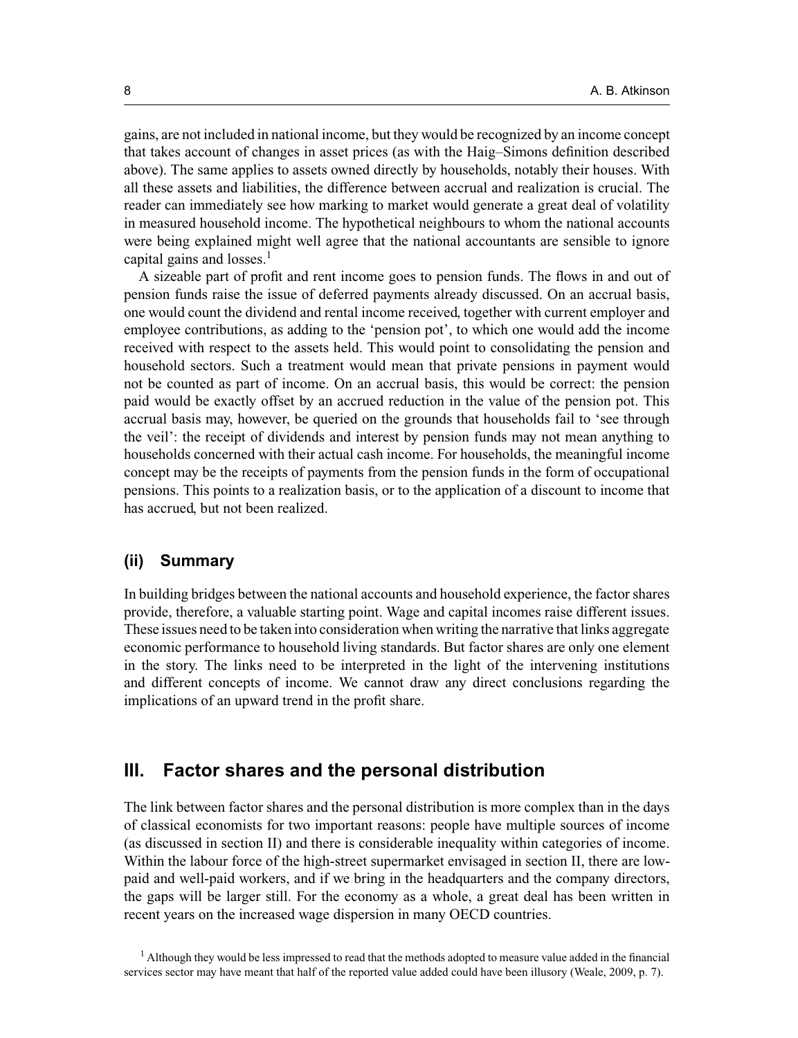gains, are not included in national income, but they would be recognized by an income concept that takes account of changes in asset prices (as with the Haig–Simons definition described above). The same applies to assets owned directly by households, notably their houses. With all these assets and liabilities, the difference between accrual and realization is crucial. The reader can immediately see how marking to market would generate a great deal of volatility in measured household income. The hypothetical neighbours to whom the national accounts were being explained might well agree that the national accountants are sensible to ignore capital gains and losses.[1]

A sizeable part of profit and rent income goes to pension funds. The flows in and out of pension funds raise the issue of deferred payments already discussed. On an accrual basis, one would count the dividend and rental income received, together with current employer and employee contributions, as adding to the 'pension pot', to which one would add the income received with respect to the assets held. This would point to consolidating the pension and household sectors. Such a treatment would mean that private pensions in payment would not be counted as part of income. On an accrual basis, this would be correct: the pension paid would be exactly offset by an accrued reduction in the value of the pension pot. This accrual basis may, however, be queried on the grounds that households fail to 'see through the veil': the receipt of dividends and interest by pension funds may not mean anything to households concerned with their actual cash income. For households, the meaningful income concept may be the receipts of payments from the pension funds in the form of occupational pensions. This points to a realization basis, or to the application of a discount to income that has accrued, but not been realized.

### (ii) Summary

In building bridges between the national accounts and household experience, the factor shares provide, therefore, a valuable starting point. Wage and capital incomes raise different issues. These issues need to be taken into consideration when writing the narrative that links aggregate economic performance to household living standards. But factor shares are only one element in the story. The links need to be interpreted in the light of the intervening institutions and different concepts of income. We cannot draw any direct conclusions regarding the implications of an upward trend in the profit share.

## III. Factor shares and the personal distribution

The link between factor shares and the personal distribution is more complex than in the days of classical economists for two important reasons: people have multiple sources of income (as discussed in section II) and there is considerable inequality within categories of income. Within the labour force of the high-street supermarket envisaged in section II, there are low-paid and well-paid workers, and if we bring in the headquarters and the company directors, the gaps will be larger still. For the economy as a whole, a great deal has been written in recent years on the increased wage dispersion in many OECD countries.

[1] Although they would be less impressed to read that the methods adopted to measure value added in the financial services sector may have meant that half of the reported value added could have been illusory (Weale, 2009, p. 7).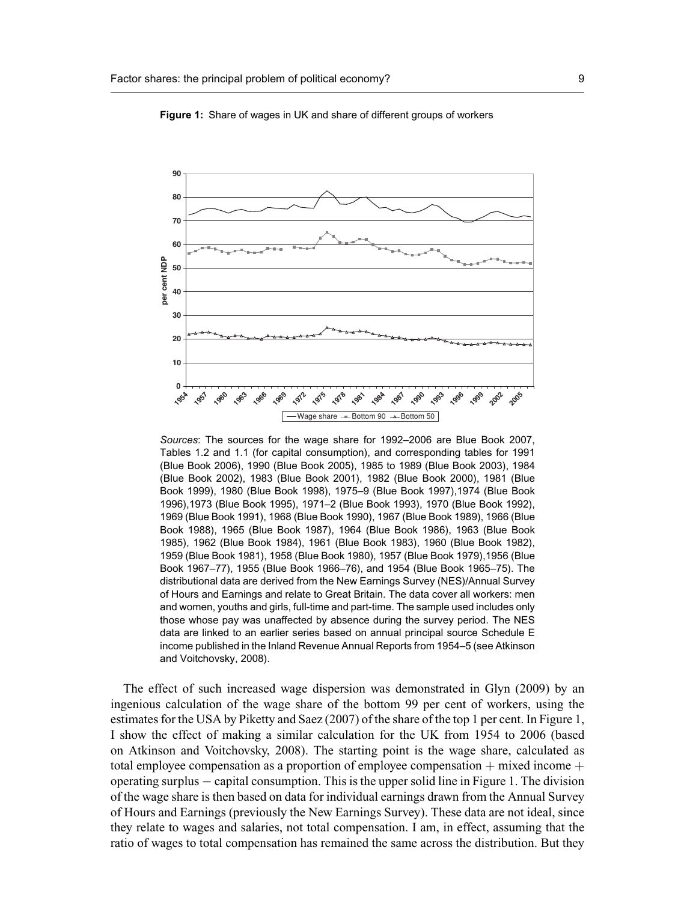**Figure 1:** Share of wages in UK and share of different groups of workers

*Sources*: The sources for the wage share for 1992–2006 are Blue Book 2007, Tables 1.2 and 1.1 (for capital consumption), and corresponding tables for 1991 (Blue Book 2006), 1990 (Blue Book 2005), 1985 to 1989 (Blue Book 2003), 1984 (Blue Book 2002), 1983 (Blue Book 2001), 1982 (Blue Book 2000), 1981 (Blue Book 1999), 1980 (Blue Book 1998), 1975–9 (Blue Book 1997),1974 (Blue Book 1996),1973 (Blue Book 1995), 1971–2 (Blue Book 1993), 1970 (Blue Book 1992), 1969 (Blue Book 1991), 1968 (Blue Book 1990), 1967 (Blue Book 1989), 1966 (Blue Book 1988), 1965 (Blue Book 1987), 1964 (Blue Book 1986), 1963 (Blue Book 1985), 1962 (Blue Book 1984), 1961 (Blue Book 1983), 1960 (Blue Book 1982), 1959 (Blue Book 1981), 1958 (Blue Book 1980), 1957 (Blue Book 1979),1956 (Blue Book 1967–77), 1955 (Blue Book 1966–76), and 1954 (Blue Book 1965–75). The distributional data are derived from the New Earnings Survey (NES)/Annual Survey of Hours and Earnings and relate to Great Britain. The data cover all workers: men and women, youths and girls, full-time and part-time. The sample used includes only those whose pay was unaffected by absence during the survey period. The NES data are linked to an earlier series based on annual principal source Schedule E income published in the Inland Revenue Annual Reports from 1954–5 (see Atkinson and Voitchovsky, 2008).

The effect of such increased wage dispersion was demonstrated in Glyn (2009) by an ingenious calculation of the wage share of the bottom 99 per cent of workers, using the estimates for the USA by Piketty and Saez (2007) of the share of the top 1 per cent. In Figure 1, I show the effect of making a similar calculation for the UK from 1954 to 2006 (based on Atkinson and Voitchovsky, 2008). The starting point is the wage share, calculated as total employee compensation as a proportion of employee compensation + mixed income + operating surplus − capital consumption. This is the upper solid line in Figure 1. The division of the wage share is then based on data for individual earnings drawn from the Annual Survey of Hours and Earnings (previously the New Earnings Survey). These data are not ideal, since they relate to wages and salaries, not total compensation. I am, in effect, assuming that the ratio of wages to total compensation has remained the same across the distribution. But they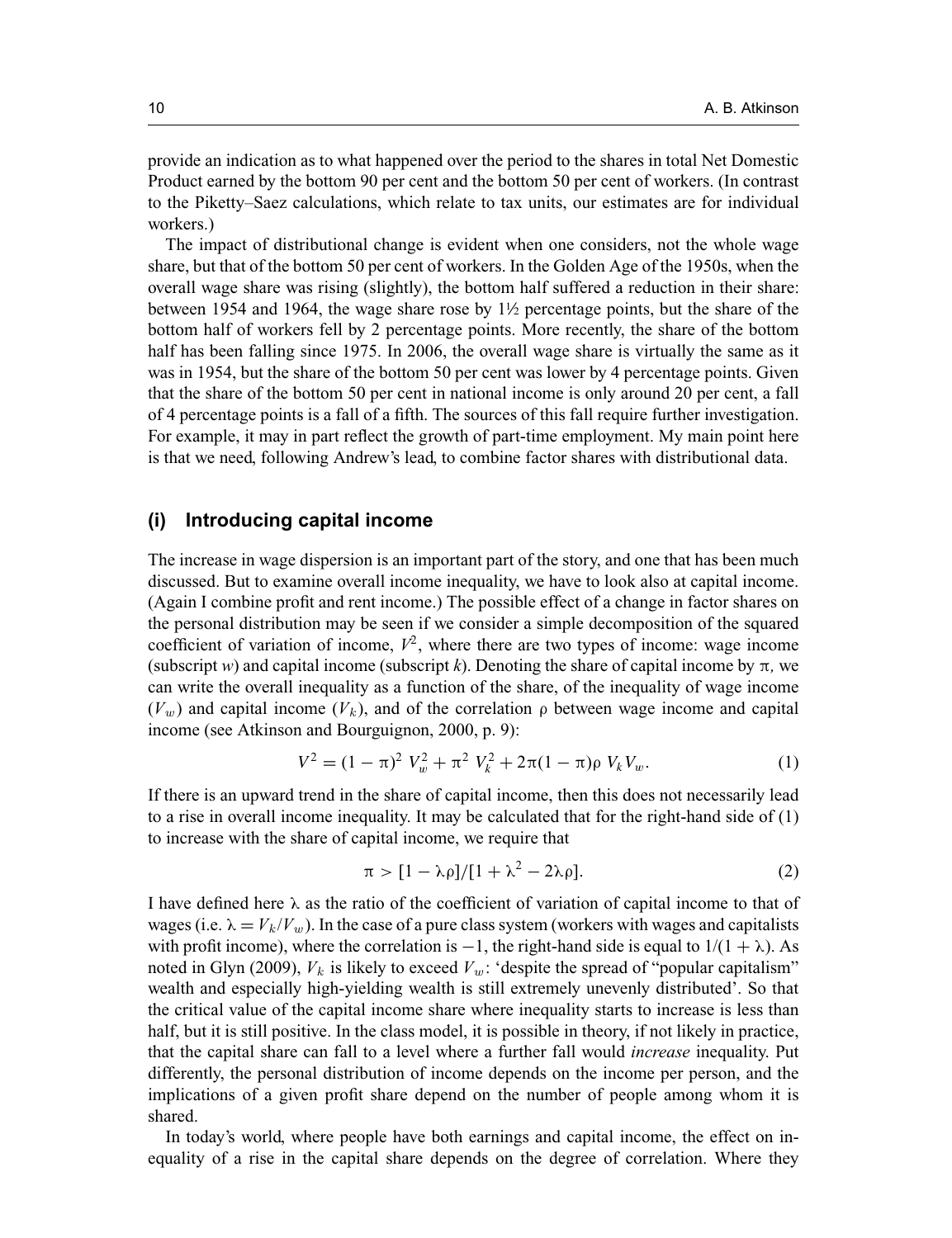provide an indication as to what happened over the period to the shares in total Net Domestic Product earned by the bottom 90 per cent and the bottom 50 per cent of workers. (In contrast to the Piketty–Saez calculations, which relate to tax units, our estimates are for individual workers.)

The impact of distributional change is evident when one considers, not the whole wage share, but that of the bottom 50 per cent of workers. In the Golden Age of the 1950s, when the overall wage share was rising (slightly), the bottom half suffered a reduction in their share: between 1954 and 1964, the wage share rose by 1½ percentage points, but the share of the bottom half of workers fell by 2 percentage points. More recently, the share of the bottom half has been falling since 1975. In 2006, the overall wage share is virtually the same as it was in 1954, but the share of the bottom 50 per cent was lower by 4 percentage points. Given that the share of the bottom 50 per cent in national income is only around 20 per cent, a fall of 4 percentage points is a fall of a fifth. The sources of this fall require further investigation. For example, it may in part reflect the growth of part-time employment. My main point here is that we need, following Andrew's lead, to combine factor shares with distributional data.

## (i) Introducing capital income

The increase in wage dispersion is an important part of the story, and one that has been much discussed. But to examine overall income inequality, we have to look also at capital income. (Again I combine profit and rent income.) The possible effect of a change in factor shares on the personal distribution may be seen if we consider a simple decomposition of the squared coefficient of variation of income, $V^2$, where there are two types of income: wage income (subscript $w$) and capital income (subscript $k$). Denoting the share of capital income by $\pi$, we can write the overall inequality as a function of the share, of the inequality of wage income ($V_w$) and capital income ($V_k$), and of the correlation $\rho$ between wage income and capital income (see Atkinson and Bourguignon, 2000, p. 9):

$$V^2 = (1 - \pi)^2 \, V_w^2 + \pi^2 \, V_k^2 + 2\pi(1 - \pi)\rho \, V_k V_w. \tag{1}$$

If there is an upward trend in the share of capital income, then this does not necessarily lead to a rise in overall income inequality. It may be calculated that for the right-hand side of (1) to increase with the share of capital income, we require that

$$\pi > [1 - \lambda\rho]/[1 + \lambda^2 - 2\lambda\rho]. \tag{2}$$

I have defined here $\lambda$ as the ratio of the coefficient of variation of capital income to that of wages (i.e. $\lambda = V_k/V_w$). In the case of a pure class system (workers with wages and capitalists with profit income), where the correlation is $-1$, the right-hand side is equal to $1/(1 + \lambda)$. As noted in Glyn (2009), $V_k$ is likely to exceed $V_w$: 'despite the spread of "popular capitalism" wealth and especially high-yielding wealth is still extremely unevenly distributed'. So that the critical value of the capital income share where inequality starts to increase is less than half, but it is still positive. In the class model, it is possible in theory, if not likely in practice, that the capital share can fall to a level where a further fall would *increase* inequality. Put differently, the personal distribution of income depends on the income per person, and the implications of a given profit share depend on the number of people among whom it is shared.

In today's world, where people have both earnings and capital income, the effect on inequality of a rise in the capital share depends on the degree of correlation. Where they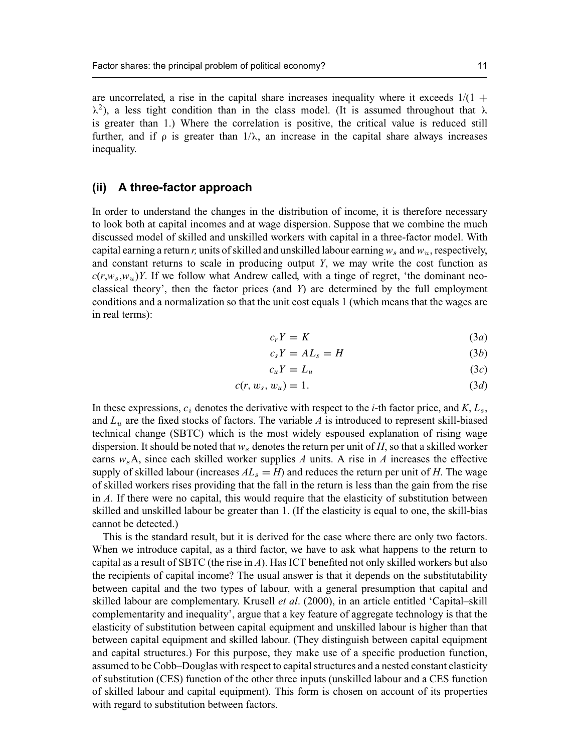are uncorrelated, a rise in the capital share increases inequality where it exceeds $1/(1 + \lambda^2)$, a less tight condition than in the class model. (It is assumed throughout that $\lambda$ is greater than 1.) Where the correlation is positive, the critical value is reduced still further, and if $\rho$ is greater than $1/\lambda$, an increase in the capital share always increases inequality.

## (ii) A three-factor approach

In order to understand the changes in the distribution of income, it is therefore necessary to look both at capital incomes and at wage dispersion. Suppose that we combine the much discussed model of skilled and unskilled workers with capital in a three-factor model. With capital earning a return $r$, units of skilled and unskilled labour earning $w_s$ and $w_u$, respectively, and constant returns to scale in producing output $Y$, we may write the cost function as $c(r,w_s,w_u)Y$. If we follow what Andrew called, with a tinge of regret, 'the dominant neo-classical theory', then the factor prices (and $Y$) are determined by the full employment conditions and a normalization so that the unit cost equals 1 (which means that the wages are in real terms):

$$c_r Y = K \tag{3a}$$

$$c_s Y = AL_s = H \tag{3b}$$

$$c_u Y = L_u \tag{3c}$$

$$c(r, w_s, w_u) = 1. \tag{3d}$$

In these expressions, $c_i$ denotes the derivative with respect to the $i$-th factor price, and $K$, $L_s$, and $L_u$ are the fixed stocks of factors. The variable $A$ is introduced to represent skill-biased technical change (SBTC) which is the most widely espoused explanation of rising wage dispersion. It should be noted that $w_s$ denotes the return per unit of $H$, so that a skilled worker earns $w_s A$, since each skilled worker supplies $A$ units. A rise in $A$ increases the effective supply of skilled labour (increases $AL_s = H$) and reduces the return per unit of $H$. The wage of skilled workers rises providing that the fall in the return is less than the gain from the rise in $A$. If there were no capital, this would require that the elasticity of substitution between skilled and unskilled labour be greater than 1. (If the elasticity is equal to one, the skill-bias cannot be detected.)

This is the standard result, but it is derived for the case where there are only two factors. When we introduce capital, as a third factor, we have to ask what happens to the return to capital as a result of SBTC (the rise in $A$). Has ICT benefited not only skilled workers but also the recipients of capital income? The usual answer is that it depends on the substitutability between capital and the two types of labour, with a general presumption that capital and skilled labour are complementary. Krusell *et al*. (2000), in an article entitled 'Capital–skill complementarity and inequality', argue that a key feature of aggregate technology is that the elasticity of substitution between capital equipment and unskilled labour is higher than that between capital equipment and skilled labour. (They distinguish between capital equipment and capital structures.) For this purpose, they make use of a specific production function, assumed to be Cobb–Douglas with respect to capital structures and a nested constant elasticity of substitution (CES) function of the other three inputs (unskilled labour and a CES function of skilled labour and capital equipment). This form is chosen on account of its properties with regard to substitution between factors.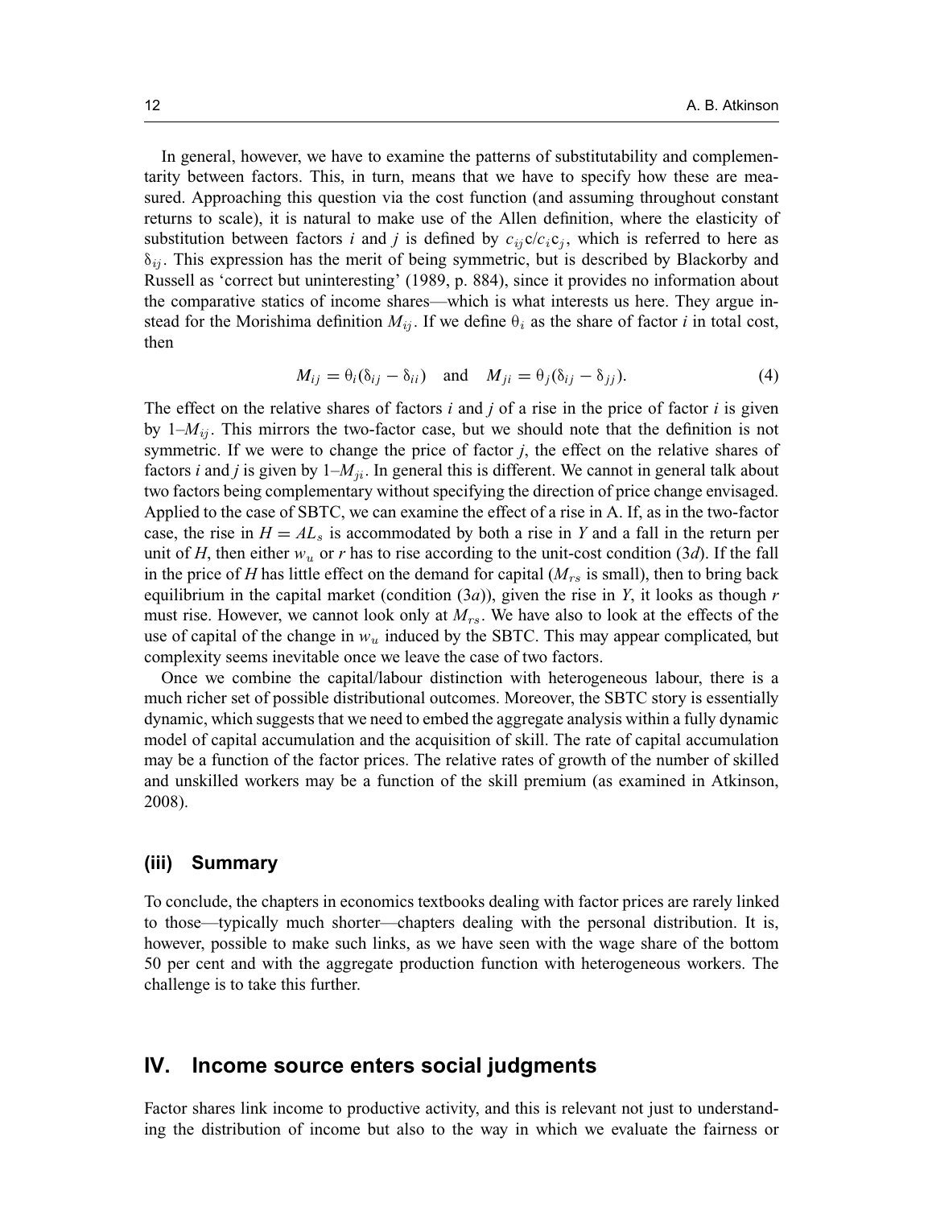In general, however, we have to examine the patterns of substitutability and complementarity between factors. This, in turn, means that we have to specify how these are measured. Approaching this question via the cost function (and assuming throughout constant returns to scale), it is natural to make use of the Allen definition, where the elasticity of substitution between factors *i* and *j* is defined by $c_{ij}c/c_i c_j$, which is referred to here as $\delta_{ij}$. This expression has the merit of being symmetric, but is described by Blackorby and Russell as 'correct but uninteresting' (1989, p. 884), since it provides no information about the comparative statics of income shares—which is what interests us here. They argue instead for the Morishima definition $M_{ij}$. If we define $\theta_i$ as the share of factor *i* in total cost, then

$$M_{ij} = \theta_i(\delta_{ij} - \delta_{ii}) \quad \text{and} \quad M_{ji} = \theta_j(\delta_{ij} - \delta_{jj}). \tag{4}$$

The effect on the relative shares of factors *i* and *j* of a rise in the price of factor *i* is given by $1–M_{ij}$. This mirrors the two-factor case, but we should note that the definition is not symmetric. If we were to change the price of factor *j*, the effect on the relative shares of factors *i* and *j* is given by $1–M_{ji}$. In general this is different. We cannot in general talk about two factors being complementary without specifying the direction of price change envisaged. Applied to the case of SBTC, we can examine the effect of a rise in A. If, as in the two-factor case, the rise in $H = AL_s$ is accommodated by both a rise in *Y* and a fall in the return per unit of *H*, then either $w_u$ or *r* has to rise according to the unit-cost condition (3*d*). If the fall in the price of *H* has little effect on the demand for capital ($M_{rs}$ is small), then to bring back equilibrium in the capital market (condition (3*a*)), given the rise in *Y*, it looks as though *r* must rise. However, we cannot look only at $M_{rs}$. We have also to look at the effects of the use of capital of the change in $w_u$ induced by the SBTC. This may appear complicated, but complexity seems inevitable once we leave the case of two factors.

Once we combine the capital/labour distinction with heterogeneous labour, there is a much richer set of possible distributional outcomes. Moreover, the SBTC story is essentially dynamic, which suggests that we need to embed the aggregate analysis within a fully dynamic model of capital accumulation and the acquisition of skill. The rate of capital accumulation may be a function of the factor prices. The relative rates of growth of the number of skilled and unskilled workers may be a function of the skill premium (as examined in Atkinson, 2008).

### (iii) Summary

To conclude, the chapters in economics textbooks dealing with factor prices are rarely linked to those—typically much shorter—chapters dealing with the personal distribution. It is, however, possible to make such links, as we have seen with the wage share of the bottom 50 per cent and with the aggregate production function with heterogeneous workers. The challenge is to take this further.

## IV. Income source enters social judgments

Factor shares link income to productive activity, and this is relevant not just to understanding the distribution of income but also to the way in which we evaluate the fairness or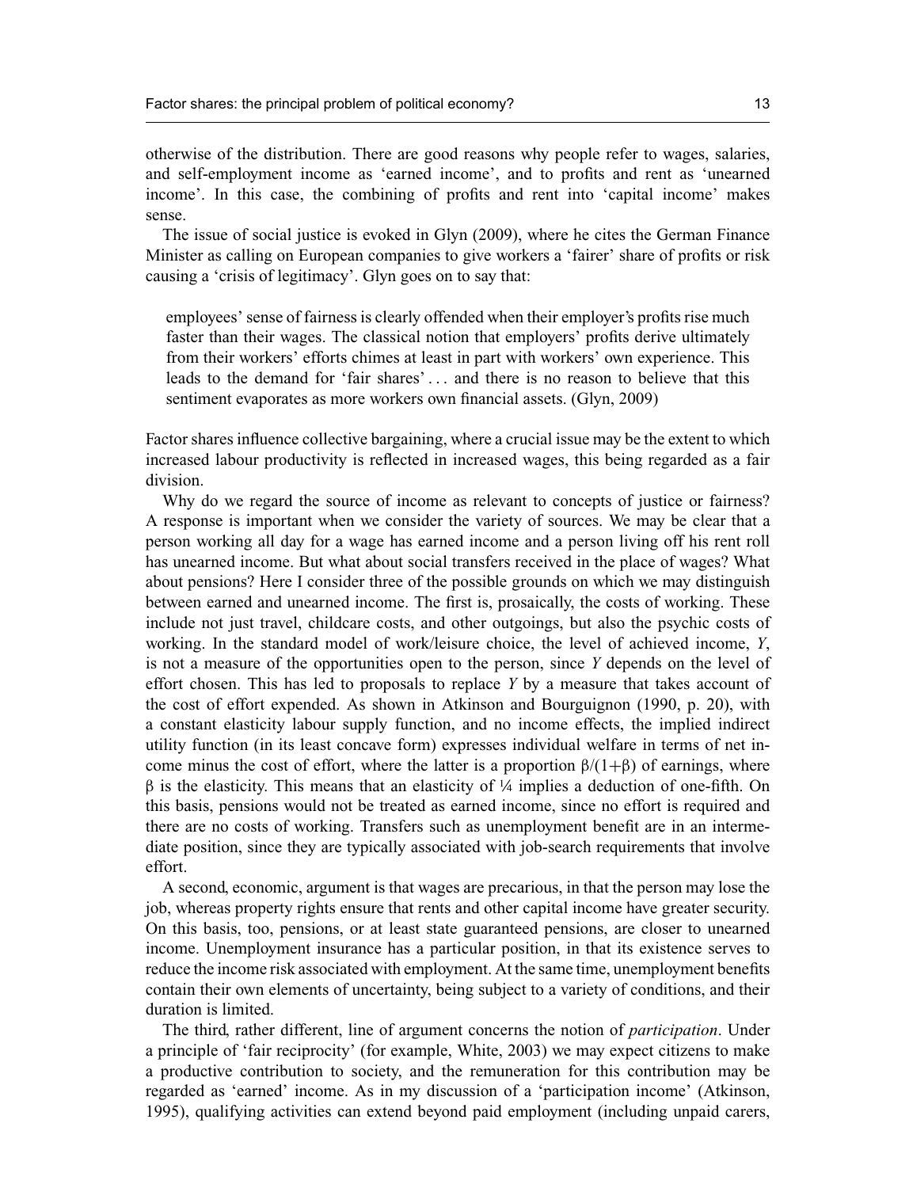otherwise of the distribution. There are good reasons why people refer to wages, salaries, and self-employment income as 'earned income', and to profits and rent as 'unearned income'. In this case, the combining of profits and rent into 'capital income' makes sense.

The issue of social justice is evoked in Glyn (2009), where he cites the German Finance Minister as calling on European companies to give workers a 'fairer' share of profits or risk causing a 'crisis of legitimacy'. Glyn goes on to say that:

> employees' sense of fairness is clearly offended when their employer's profits rise much faster than their wages. The classical notion that employers' profits derive ultimately from their workers' efforts chimes at least in part with workers' own experience. This leads to the demand for 'fair shares' . . . and there is no reason to believe that this sentiment evaporates as more workers own financial assets. (Glyn, 2009)

Factor shares influence collective bargaining, where a crucial issue may be the extent to which increased labour productivity is reflected in increased wages, this being regarded as a fair division.

Why do we regard the source of income as relevant to concepts of justice or fairness? A response is important when we consider the variety of sources. We may be clear that a person working all day for a wage has earned income and a person living off his rent roll has unearned income. But what about social transfers received in the place of wages? What about pensions? Here I consider three of the possible grounds on which we may distinguish between earned and unearned income. The first is, prosaically, the costs of working. These include not just travel, childcare costs, and other outgoings, but also the psychic costs of working. In the standard model of work/leisure choice, the level of achieved income, $Y$, is not a measure of the opportunities open to the person, since $Y$ depends on the level of effort chosen. This has led to proposals to replace $Y$ by a measure that takes account of the cost of effort expended. As shown in Atkinson and Bourguignon (1990, p. 20), with a constant elasticity labour supply function, and no income effects, the implied indirect utility function (in its least concave form) expresses individual welfare in terms of net income minus the cost of effort, where the latter is a proportion $\beta/(1+\beta)$ of earnings, where $\beta$ is the elasticity. This means that an elasticity of ¼ implies a deduction of one-fifth. On this basis, pensions would not be treated as earned income, since no effort is required and there are no costs of working. Transfers such as unemployment benefit are in an intermediate position, since they are typically associated with job-search requirements that involve effort.

A second, economic, argument is that wages are precarious, in that the person may lose the job, whereas property rights ensure that rents and other capital income have greater security. On this basis, too, pensions, or at least state guaranteed pensions, are closer to unearned income. Unemployment insurance has a particular position, in that its existence serves to reduce the income risk associated with employment. At the same time, unemployment benefits contain their own elements of uncertainty, being subject to a variety of conditions, and their duration is limited.

The third, rather different, line of argument concerns the notion of *participation*. Under a principle of 'fair reciprocity' (for example, White, 2003) we may expect citizens to make a productive contribution to society, and the remuneration for this contribution may be regarded as 'earned' income. As in my discussion of a 'participation income' (Atkinson, 1995), qualifying activities can extend beyond paid employment (including unpaid carers,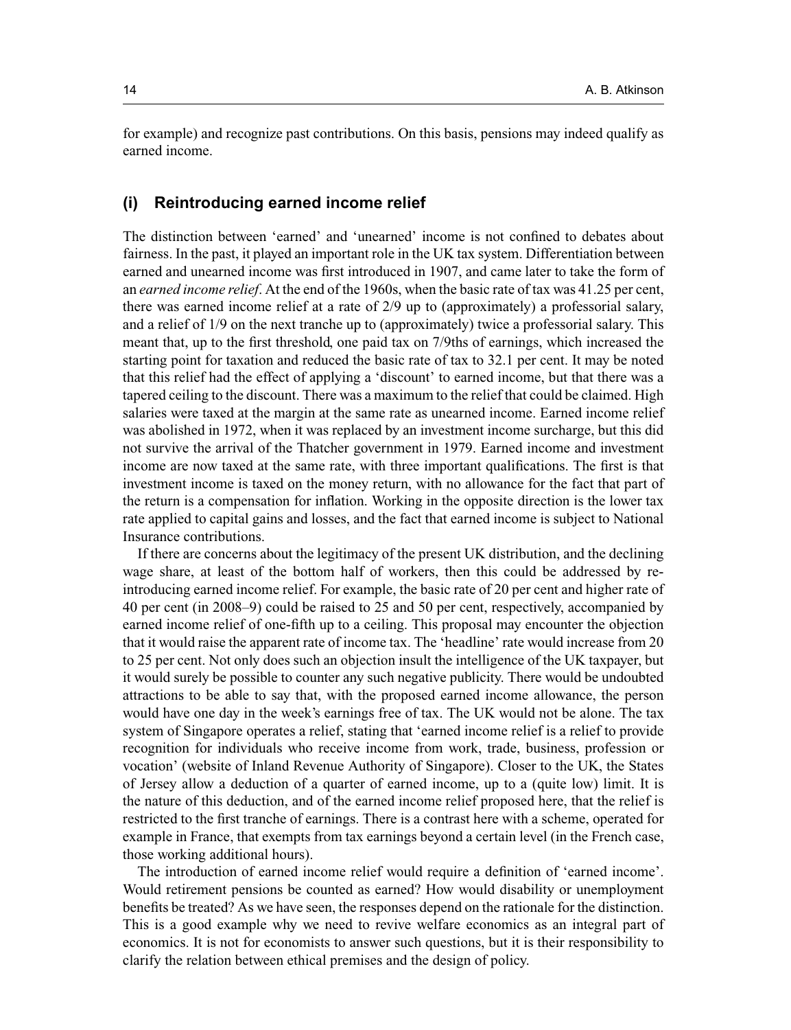for example) and recognize past contributions. On this basis, pensions may indeed qualify as earned income.

### (i) Reintroducing earned income relief

The distinction between 'earned' and 'unearned' income is not confined to debates about fairness. In the past, it played an important role in the UK tax system. Differentiation between earned and unearned income was first introduced in 1907, and came later to take the form of an *earned income relief*. At the end of the 1960s, when the basic rate of tax was 41.25 per cent, there was earned income relief at a rate of 2/9 up to (approximately) a professorial salary, and a relief of 1/9 on the next tranche up to (approximately) twice a professorial salary. This meant that, up to the first threshold, one paid tax on 7/9ths of earnings, which increased the starting point for taxation and reduced the basic rate of tax to 32.1 per cent. It may be noted that this relief had the effect of applying a 'discount' to earned income, but that there was a tapered ceiling to the discount. There was a maximum to the relief that could be claimed. High salaries were taxed at the margin at the same rate as unearned income. Earned income relief was abolished in 1972, when it was replaced by an investment income surcharge, but this did not survive the arrival of the Thatcher government in 1979. Earned income and investment income are now taxed at the same rate, with three important qualifications. The first is that investment income is taxed on the money return, with no allowance for the fact that part of the return is a compensation for inflation. Working in the opposite direction is the lower tax rate applied to capital gains and losses, and the fact that earned income is subject to National Insurance contributions.

If there are concerns about the legitimacy of the present UK distribution, and the declining wage share, at least of the bottom half of workers, then this could be addressed by re-introducing earned income relief. For example, the basic rate of 20 per cent and higher rate of 40 per cent (in 2008–9) could be raised to 25 and 50 per cent, respectively, accompanied by earned income relief of one-fifth up to a ceiling. This proposal may encounter the objection that it would raise the apparent rate of income tax. The 'headline' rate would increase from 20 to 25 per cent. Not only does such an objection insult the intelligence of the UK taxpayer, but it would surely be possible to counter any such negative publicity. There would be undoubted attractions to be able to say that, with the proposed earned income allowance, the person would have one day in the week's earnings free of tax. The UK would not be alone. The tax system of Singapore operates a relief, stating that 'earned income relief is a relief to provide recognition for individuals who receive income from work, trade, business, profession or vocation' (website of Inland Revenue Authority of Singapore). Closer to the UK, the States of Jersey allow a deduction of a quarter of earned income, up to a (quite low) limit. It is the nature of this deduction, and of the earned income relief proposed here, that the relief is restricted to the first tranche of earnings. There is a contrast here with a scheme, operated for example in France, that exempts from tax earnings beyond a certain level (in the French case, those working additional hours).

The introduction of earned income relief would require a definition of 'earned income'. Would retirement pensions be counted as earned? How would disability or unemployment benefits be treated? As we have seen, the responses depend on the rationale for the distinction. This is a good example why we need to revive welfare economics as an integral part of economics. It is not for economists to answer such questions, but it is their responsibility to clarify the relation between ethical premises and the design of policy.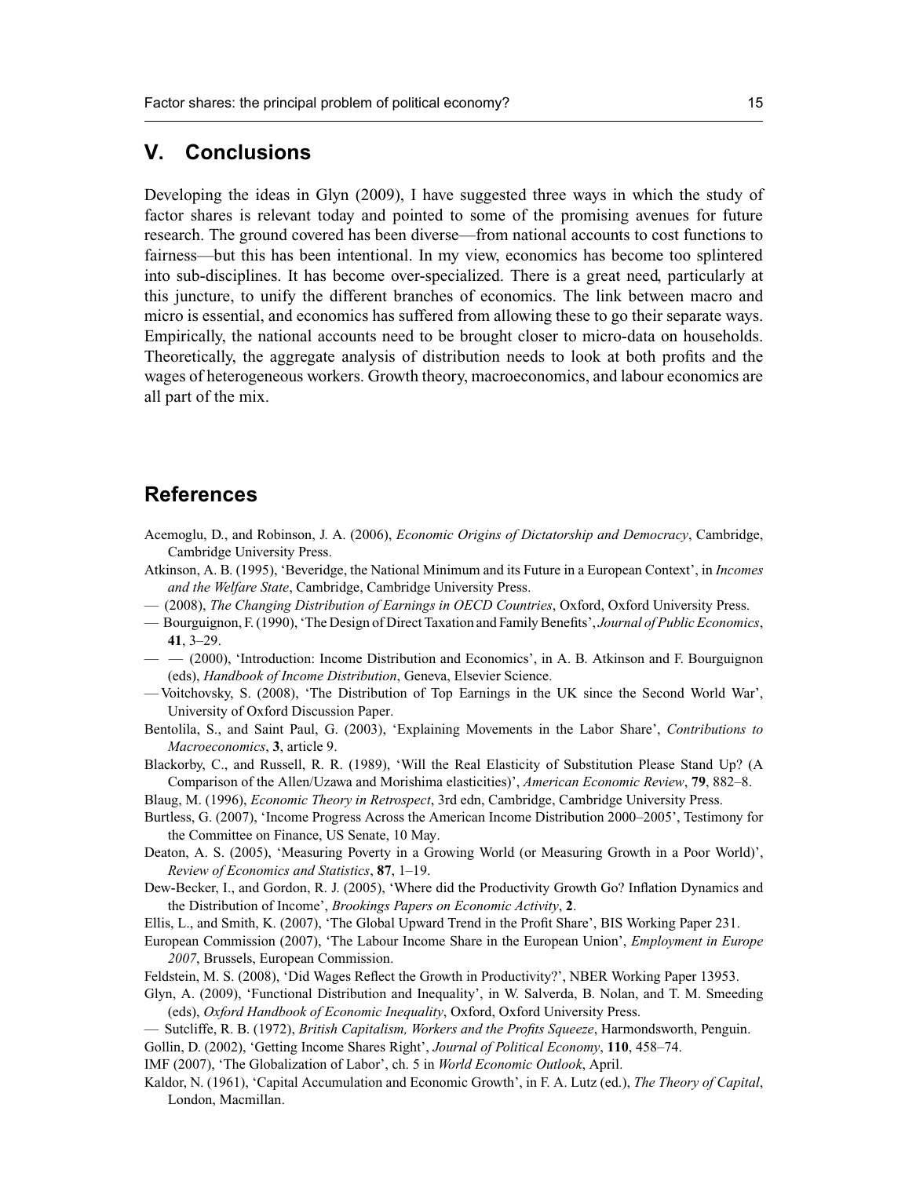## V. Conclusions

Developing the ideas in Glyn (2009), I have suggested three ways in which the study of factor shares is relevant today and pointed to some of the promising avenues for future research. The ground covered has been diverse—from national accounts to cost functions to fairness—but this has been intentional. In my view, economics has become too splintered into sub-disciplines. It has become over-specialized. There is a great need, particularly at this juncture, to unify the different branches of economics. The link between macro and micro is essential, and economics has suffered from allowing these to go their separate ways. Empirically, the national accounts need to be brought closer to micro-data on households. Theoretically, the aggregate analysis of distribution needs to look at both profits and the wages of heterogeneous workers. Growth theory, macroeconomics, and labour economics are all part of the mix.

## References

Acemoglu, D., and Robinson, J. A. (2006), *Economic Origins of Dictatorship and Democracy*, Cambridge, Cambridge University Press.

Atkinson, A. B. (1995), 'Beveridge, the National Minimum and its Future in a European Context', in *Incomes and the Welfare State*, Cambridge, Cambridge University Press.

— (2008), *The Changing Distribution of Earnings in OECD Countries*, Oxford, Oxford University Press.

— Bourguignon, F. (1990), 'The Design of Direct Taxation and Family Benefits', *Journal of Public Economics*, **41**, 3–29.

— — (2000), 'Introduction: Income Distribution and Economics', in A. B. Atkinson and F. Bourguignon (eds), *Handbook of Income Distribution*, Geneva, Elsevier Science.

— Voitchovsky, S. (2008), 'The Distribution of Top Earnings in the UK since the Second World War', University of Oxford Discussion Paper.

Bentolila, S., and Saint Paul, G. (2003), 'Explaining Movements in the Labor Share', *Contributions to Macroeconomics*, **3**, article 9.

Blackorby, C., and Russell, R. R. (1989), 'Will the Real Elasticity of Substitution Please Stand Up? (A Comparison of the Allen/Uzawa and Morishima elasticities)', *American Economic Review*, **79**, 882–8.

Blaug, M. (1996), *Economic Theory in Retrospect*, 3rd edn, Cambridge, Cambridge University Press.

Burtless, G. (2007), 'Income Progress Across the American Income Distribution 2000–2005', Testimony for the Committee on Finance, US Senate, 10 May.

Deaton, A. S. (2005), 'Measuring Poverty in a Growing World (or Measuring Growth in a Poor World)', *Review of Economics and Statistics*, **87**, 1–19.

Dew-Becker, I., and Gordon, R. J. (2005), 'Where did the Productivity Growth Go? Inflation Dynamics and the Distribution of Income', *Brookings Papers on Economic Activity*, **2**.

Ellis, L., and Smith, K. (2007), 'The Global Upward Trend in the Profit Share', BIS Working Paper 231.

European Commission (2007), 'The Labour Income Share in the European Union', *Employment in Europe 2007*, Brussels, European Commission.

Feldstein, M. S. (2008), 'Did Wages Reflect the Growth in Productivity?', NBER Working Paper 13953.

Glyn, A. (2009), 'Functional Distribution and Inequality', in W. Salverda, B. Nolan, and T. M. Smeeding (eds), *Oxford Handbook of Economic Inequality*, Oxford, Oxford University Press.

— Sutcliffe, R. B. (1972), *British Capitalism, Workers and the Profits Squeeze*, Harmondsworth, Penguin.

Gollin, D. (2002), 'Getting Income Shares Right', *Journal of Political Economy*, **110**, 458–74.

IMF (2007), 'The Globalization of Labor', ch. 5 in *World Economic Outlook*, April.

Kaldor, N. (1961), 'Capital Accumulation and Economic Growth', in F. A. Lutz (ed.), *The Theory of Capital*, London, Macmillan.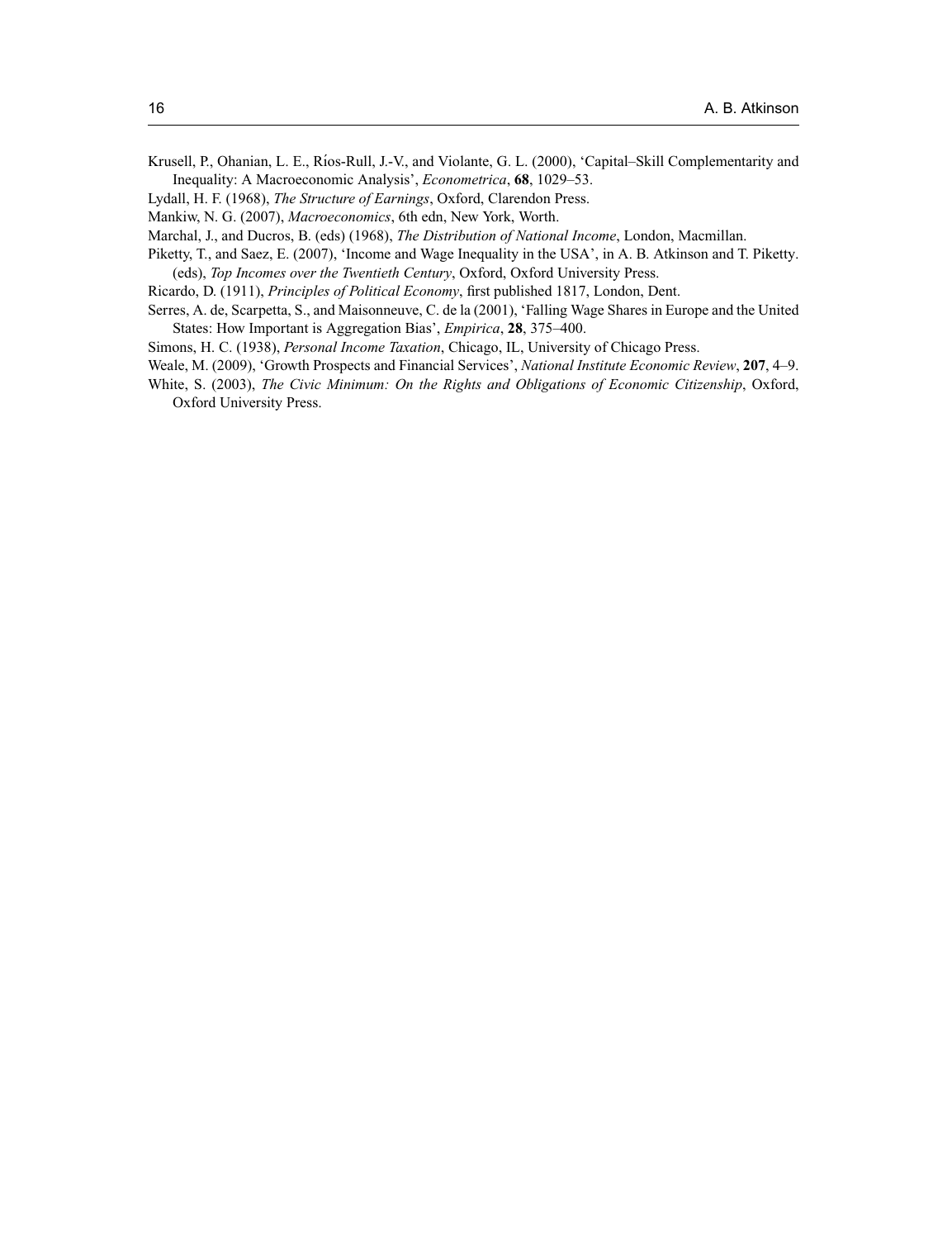Krusell, P., Ohanian, L. E., Ríos-Rull, J.-V., and Violante, G. L. (2000), 'Capital–Skill Complementarity and Inequality: A Macroeconomic Analysis', *Econometrica*, **68**, 1029–53.

Lydall, H. F. (1968), *The Structure of Earnings*, Oxford, Clarendon Press.

Mankiw, N. G. (2007), *Macroeconomics*, 6th edn, New York, Worth.

Marchal, J., and Ducros, B. (eds) (1968), *The Distribution of National Income*, London, Macmillan.

Piketty, T., and Saez, E. (2007), 'Income and Wage Inequality in the USA', in A. B. Atkinson and T. Piketty. (eds), *Top Incomes over the Twentieth Century*, Oxford, Oxford University Press.

Ricardo, D. (1911), *Principles of Political Economy*, first published 1817, London, Dent.

Serres, A. de, Scarpetta, S., and Maisonneuve, C. de la (2001), 'Falling Wage Shares in Europe and the United States: How Important is Aggregation Bias', *Empirica*, **28**, 375–400.

Simons, H. C. (1938), *Personal Income Taxation*, Chicago, IL, University of Chicago Press.

Weale, M. (2009), 'Growth Prospects and Financial Services', *National Institute Economic Review*, **207**, 4–9.

White, S. (2003), *The Civic Minimum: On the Rights and Obligations of Economic Citizenship*, Oxford, Oxford University Press.